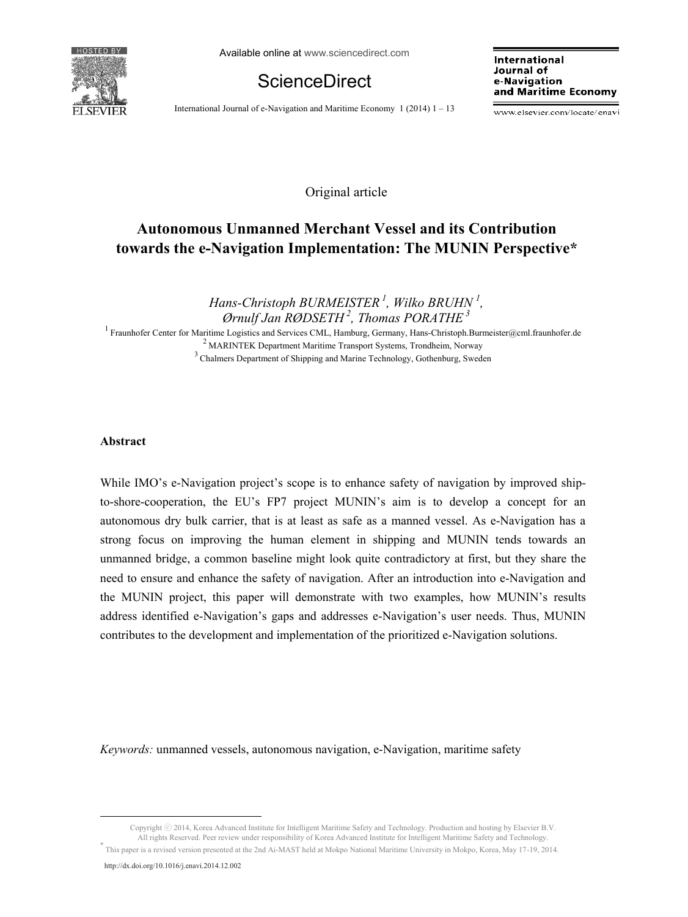Original article

# Autonomous Unmanned Merchant Vessel and its Contribution towards the e-Navigation Implementation: The MUNIN Perspective*

*Hans-Christoph BURMEISTER [1], Wilko BRUHN [1], Ørnulf Jan RØDSETH [2], Thomas PORATHE [3]*

[1] Fraunhofer Center for Maritime Logistics and Services CML, Hamburg, Germany, Hans-Christoph.Burmeister@cml.fraunhofer.de
[2] MARINTEK Department Maritime Transport Systems, Trondheim, Norway
[3] Chalmers Department of Shipping and Marine Technology, Gothenburg, Sweden

## Abstract

While IMO's e-Navigation project's scope is to enhance safety of navigation by improved ship-to-shore-cooperation, the EU's FP7 project MUNIN's aim is to develop a concept for an autonomous dry bulk carrier, that is at least as safe as a manned vessel. As e-Navigation has a strong focus on improving the human element in shipping and MUNIN tends towards an unmanned bridge, a common baseline might look quite contradictory at first, but they share the need to ensure and enhance the safety of navigation. After an introduction into e-Navigation and the MUNIN project, this paper will demonstrate with two examples, how MUNIN's results address identified e-Navigation's gaps and addresses e-Navigation's user needs. Thus, MUNIN contributes to the development and implementation of the prioritized e-Navigation solutions.

*Keywords:* unmanned vessels, autonomous navigation, e-Navigation, maritime safety

---

Copyright ⓒ 2014, Korea Advanced Institute for Intelligent Maritime Safety and Technology. Production and hosting by Elsevier B.V. All rights Reserved. Peer review under responsibility of Korea Advanced Institute for Intelligent Maritime Safety and Technology.

\* This paper is a revised version presented at the 2nd Ai-MAST held at Mokpo National Maritime University in Mokpo, Korea, May 17-19, 2014.

http://dx.doi.org/10.1016/j.enavi.2014.12.002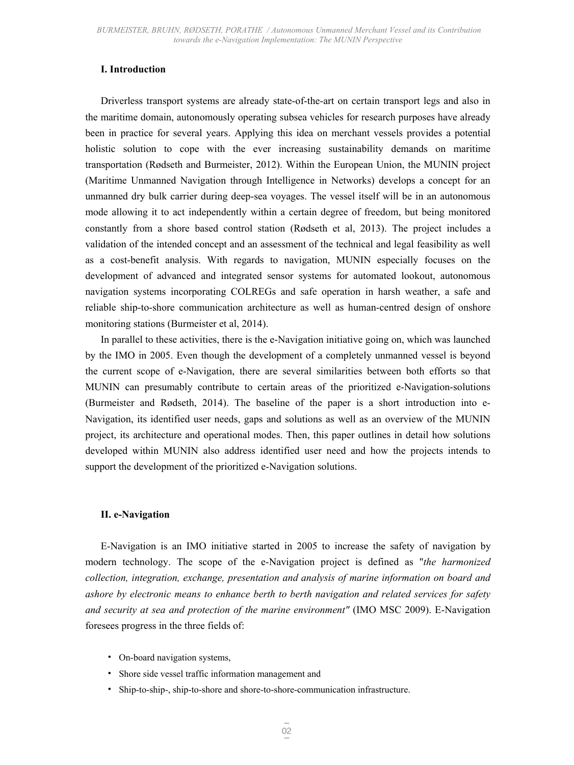## I. Introduction

Driverless transport systems are already state-of-the-art on certain transport legs and also in the maritime domain, autonomously operating subsea vehicles for research purposes have already been in practice for several years. Applying this idea on merchant vessels provides a potential holistic solution to cope with the ever increasing sustainability demands on maritime transportation (Rødseth and Burmeister, 2012). Within the European Union, the MUNIN project (Maritime Unmanned Navigation through Intelligence in Networks) develops a concept for an unmanned dry bulk carrier during deep-sea voyages. The vessel itself will be in an autonomous mode allowing it to act independently within a certain degree of freedom, but being monitored constantly from a shore based control station (Rødseth et al, 2013). The project includes a validation of the intended concept and an assessment of the technical and legal feasibility as well as a cost-benefit analysis. With regards to navigation, MUNIN especially focuses on the development of advanced and integrated sensor systems for automated lookout, autonomous navigation systems incorporating COLREGs and safe operation in harsh weather, a safe and reliable ship-to-shore communication architecture as well as human-centred design of onshore monitoring stations (Burmeister et al, 2014).

In parallel to these activities, there is the e-Navigation initiative going on, which was launched by the IMO in 2005. Even though the development of a completely unmanned vessel is beyond the current scope of e-Navigation, there are several similarities between both efforts so that MUNIN can presumably contribute to certain areas of the prioritized e-Navigation-solutions (Burmeister and Rødseth, 2014). The baseline of the paper is a short introduction into e-Navigation, its identified user needs, gaps and solutions as well as an overview of the MUNIN project, its architecture and operational modes. Then, this paper outlines in detail how solutions developed within MUNIN also address identified user need and how the projects intends to support the development of the prioritized e-Navigation solutions.

## II. e-Navigation

E-Navigation is an IMO initiative started in 2005 to increase the safety of navigation by modern technology. The scope of the e-Navigation project is defined as "*the harmonized collection, integration, exchange, presentation and analysis of marine information on board and ashore by electronic means to enhance berth to berth navigation and related services for safety and security at sea and protection of the marine environment"* (IMO MSC 2009). E-Navigation foresees progress in the three fields of:

- On-board navigation systems,
- Shore side vessel traffic information management and
- Ship-to-ship-, ship-to-shore and shore-to-shore-communication infrastructure.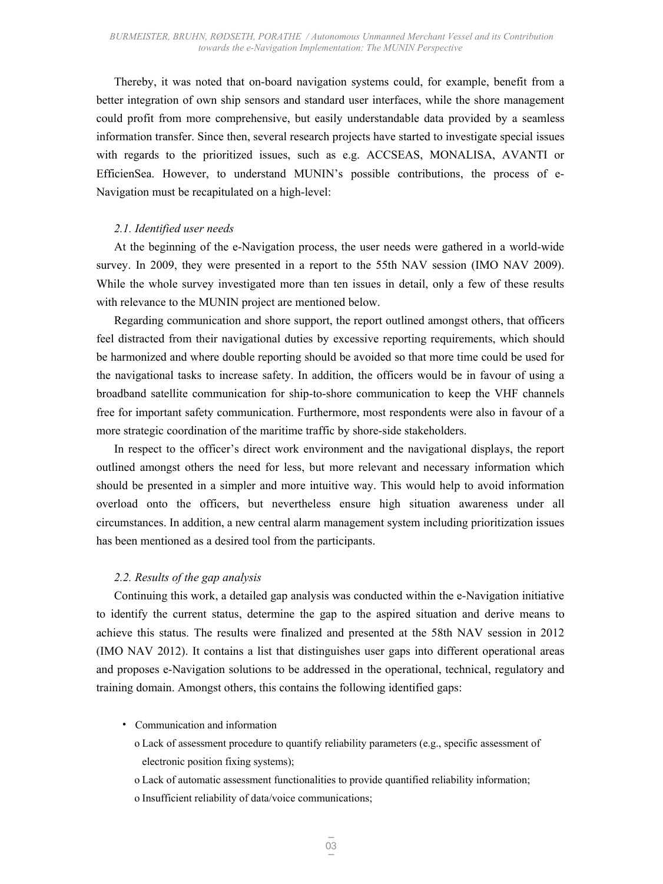Thereby, it was noted that on-board navigation systems could, for example, benefit from a better integration of own ship sensors and standard user interfaces, while the shore management could profit from more comprehensive, but easily understandable data provided by a seamless information transfer. Since then, several research projects have started to investigate special issues with regards to the prioritized issues, such as e.g. ACCSEAS, MONALISA, AVANTI or EfficienSea. However, to understand MUNIN's possible contributions, the process of e-Navigation must be recapitulated on a high-level:

### *2.1. Identified user needs*

At the beginning of the e-Navigation process, the user needs were gathered in a world-wide survey. In 2009, they were presented in a report to the 55th NAV session (IMO NAV 2009). While the whole survey investigated more than ten issues in detail, only a few of these results with relevance to the MUNIN project are mentioned below.

Regarding communication and shore support, the report outlined amongst others, that officers feel distracted from their navigational duties by excessive reporting requirements, which should be harmonized and where double reporting should be avoided so that more time could be used for the navigational tasks to increase safety. In addition, the officers would be in favour of using a broadband satellite communication for ship-to-shore communication to keep the VHF channels free for important safety communication. Furthermore, most respondents were also in favour of a more strategic coordination of the maritime traffic by shore-side stakeholders.

In respect to the officer's direct work environment and the navigational displays, the report outlined amongst others the need for less, but more relevant and necessary information which should be presented in a simpler and more intuitive way. This would help to avoid information overload onto the officers, but nevertheless ensure high situation awareness under all circumstances. In addition, a new central alarm management system including prioritization issues has been mentioned as a desired tool from the participants.

### *2.2. Results of the gap analysis*

Continuing this work, a detailed gap analysis was conducted within the e-Navigation initiative to identify the current status, determine the gap to the aspired situation and derive means to achieve this status. The results were finalized and presented at the 58th NAV session in 2012 (IMO NAV 2012). It contains a list that distinguishes user gaps into different operational areas and proposes e-Navigation solutions to be addressed in the operational, technical, regulatory and training domain. Amongst others, this contains the following identified gaps:

- Communication and information
  - Lack of assessment procedure to quantify reliability parameters (e.g., specific assessment of electronic position fixing systems);
  - Lack of automatic assessment functionalities to provide quantified reliability information;
  - Insufficient reliability of data/voice communications;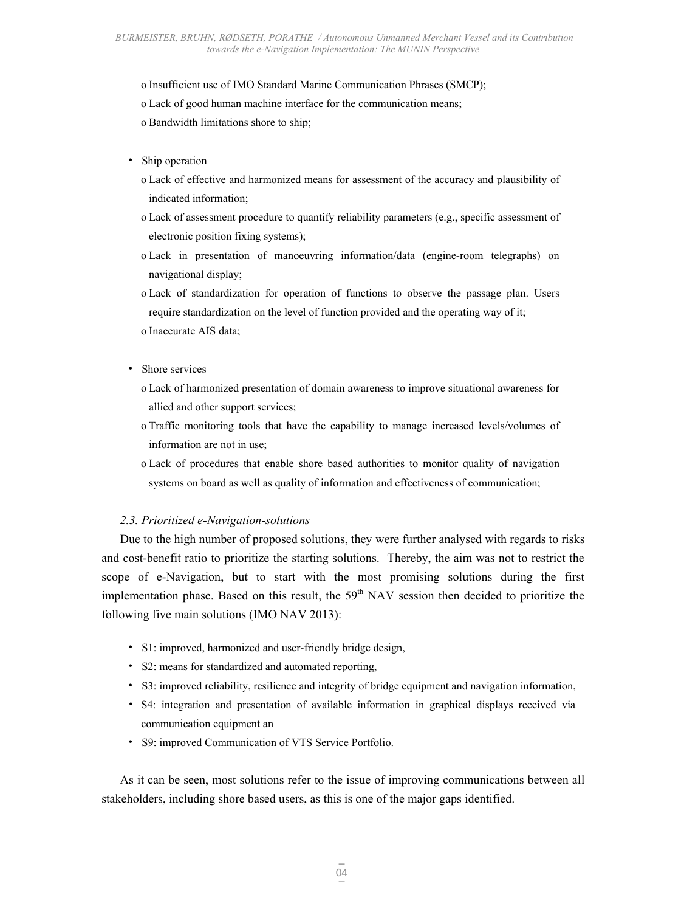- Insufficient use of IMO Standard Marine Communication Phrases (SMCP);
- Lack of good human machine interface for the communication means;
- Bandwidth limitations shore to ship;

- Ship operation
  - Lack of effective and harmonized means for assessment of the accuracy and plausibility of indicated information;
  - Lack of assessment procedure to quantify reliability parameters (e.g., specific assessment of electronic position fixing systems);
  - Lack in presentation of manoeuvring information/data (engine-room telegraphs) on navigational display;
  - Lack of standardization for operation of functions to observe the passage plan. Users require standardization on the level of function provided and the operating way of it;
  - Inaccurate AIS data;

- Shore services
  - Lack of harmonized presentation of domain awareness to improve situational awareness for allied and other support services;
  - Traffic monitoring tools that have the capability to manage increased levels/volumes of information are not in use;
  - Lack of procedures that enable shore based authorities to monitor quality of navigation systems on board as well as quality of information and effectiveness of communication;

### *2.3. Prioritized e-Navigation-solutions*

Due to the high number of proposed solutions, they were further analysed with regards to risks and cost-benefit ratio to prioritize the starting solutions. Thereby, the aim was not to restrict the scope of e-Navigation, but to start with the most promising solutions during the first implementation phase. Based on this result, the 59th NAV session then decided to prioritize the following five main solutions (IMO NAV 2013):

- S1: improved, harmonized and user-friendly bridge design,
- S2: means for standardized and automated reporting,
- S3: improved reliability, resilience and integrity of bridge equipment and navigation information,
- S4: integration and presentation of available information in graphical displays received via communication equipment an
- S9: improved Communication of VTS Service Portfolio.

As it can be seen, most solutions refer to the issue of improving communications between all stakeholders, including shore based users, as this is one of the major gaps identified.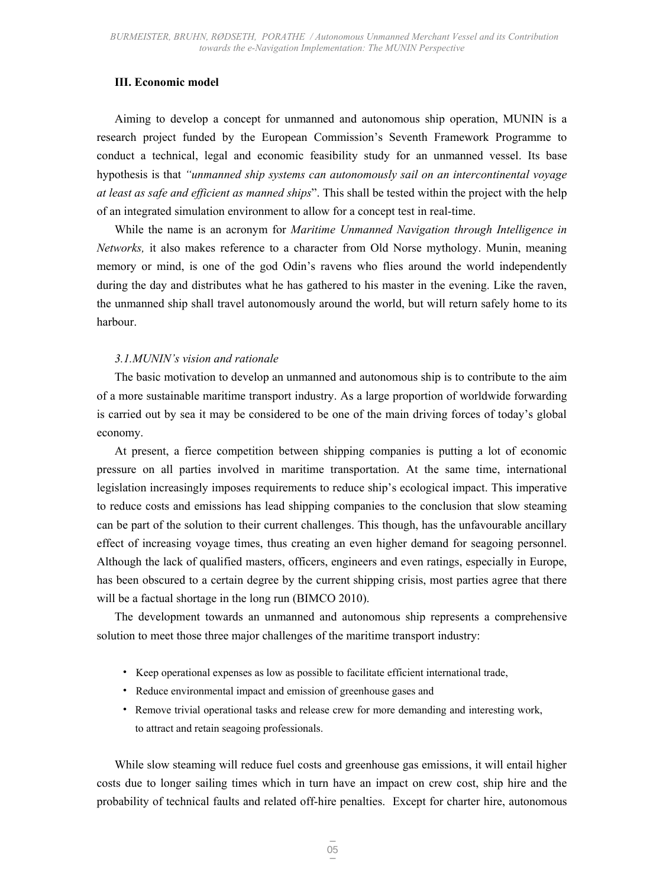## III. Economic model

Aiming to develop a concept for unmanned and autonomous ship operation, MUNIN is a research project funded by the European Commission's Seventh Framework Programme to conduct a technical, legal and economic feasibility study for an unmanned vessel. Its base hypothesis is that *"unmanned ship systems can autonomously sail on an intercontinental voyage at least as safe and efficient as manned ships*". This shall be tested within the project with the help of an integrated simulation environment to allow for a concept test in real-time.

While the name is an acronym for *Maritime Unmanned Navigation through Intelligence in Networks,* it also makes reference to a character from Old Norse mythology. Munin, meaning memory or mind, is one of the god Odin's ravens who flies around the world independently during the day and distributes what he has gathered to his master in the evening. Like the raven, the unmanned ship shall travel autonomously around the world, but will return safely home to its harbour.

### *3.1.MUNIN's vision and rationale*

The basic motivation to develop an unmanned and autonomous ship is to contribute to the aim of a more sustainable maritime transport industry. As a large proportion of worldwide forwarding is carried out by sea it may be considered to be one of the main driving forces of today's global economy.

At present, a fierce competition between shipping companies is putting a lot of economic pressure on all parties involved in maritime transportation. At the same time, international legislation increasingly imposes requirements to reduce ship's ecological impact. This imperative to reduce costs and emissions has lead shipping companies to the conclusion that slow steaming can be part of the solution to their current challenges. This though, has the unfavourable ancillary effect of increasing voyage times, thus creating an even higher demand for seagoing personnel. Although the lack of qualified masters, officers, engineers and even ratings, especially in Europe, has been obscured to a certain degree by the current shipping crisis, most parties agree that there will be a factual shortage in the long run (BIMCO 2010).

The development towards an unmanned and autonomous ship represents a comprehensive solution to meet those three major challenges of the maritime transport industry:

- Keep operational expenses as low as possible to facilitate efficient international trade,
- Reduce environmental impact and emission of greenhouse gases and
- Remove trivial operational tasks and release crew for more demanding and interesting work, to attract and retain seagoing professionals.

While slow steaming will reduce fuel costs and greenhouse gas emissions, it will entail higher costs due to longer sailing times which in turn have an impact on crew cost, ship hire and the probability of technical faults and related off-hire penalties. Except for charter hire, autonomous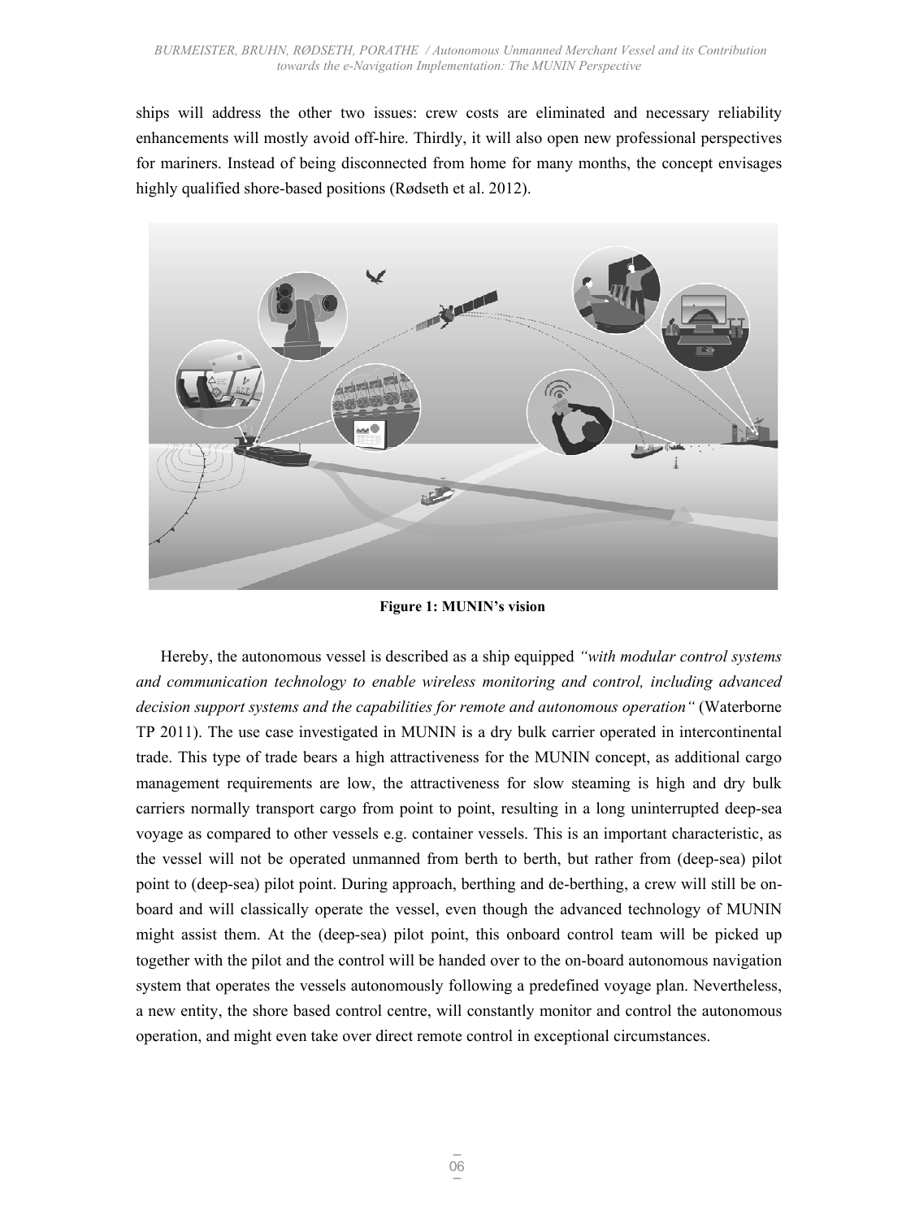ships will address the other two issues: crew costs are eliminated and necessary reliability enhancements will mostly avoid off-hire. Thirdly, it will also open new professional perspectives for mariners. Instead of being disconnected from home for many months, the concept envisages highly qualified shore-based positions (Rødseth et al. 2012).

**Figure 1: MUNIN's vision**

Hereby, the autonomous vessel is described as a ship equipped *"with modular control systems and communication technology to enable wireless monitoring and control, including advanced decision support systems and the capabilities for remote and autonomous operation"* (Waterborne TP 2011). The use case investigated in MUNIN is a dry bulk carrier operated in intercontinental trade. This type of trade bears a high attractiveness for the MUNIN concept, as additional cargo management requirements are low, the attractiveness for slow steaming is high and dry bulk carriers normally transport cargo from point to point, resulting in a long uninterrupted deep-sea voyage as compared to other vessels e.g. container vessels. This is an important characteristic, as the vessel will not be operated unmanned from berth to berth, but rather from (deep-sea) pilot point to (deep-sea) pilot point. During approach, berthing and de-berthing, a crew will still be on-board and will classically operate the vessel, even though the advanced technology of MUNIN might assist them. At the (deep-sea) pilot point, this onboard control team will be picked up together with the pilot and the control will be handed over to the on-board autonomous navigation system that operates the vessels autonomously following a predefined voyage plan. Nevertheless, a new entity, the shore based control centre, will constantly monitor and control the autonomous operation, and might even take over direct remote control in exceptional circumstances.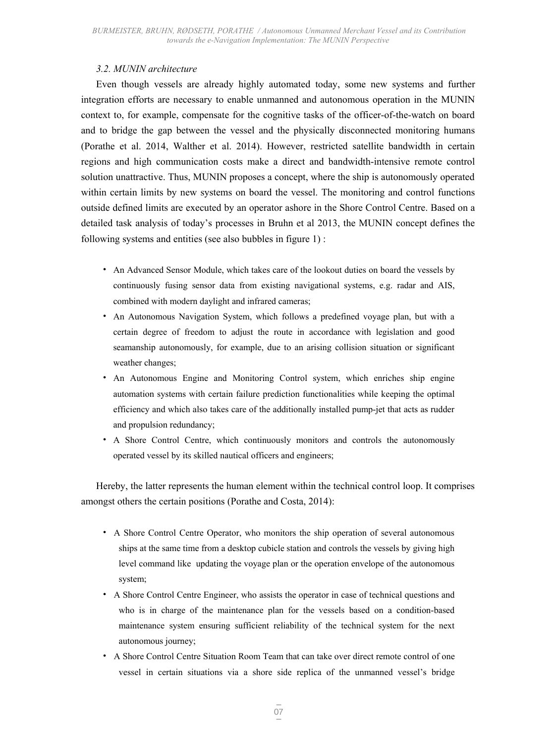### *3.2. MUNIN architecture*

Even though vessels are already highly automated today, some new systems and further integration efforts are necessary to enable unmanned and autonomous operation in the MUNIN context to, for example, compensate for the cognitive tasks of the officer-of-the-watch on board and to bridge the gap between the vessel and the physically disconnected monitoring humans (Porathe et al. 2014, Walther et al. 2014). However, restricted satellite bandwidth in certain regions and high communication costs make a direct and bandwidth-intensive remote control solution unattractive. Thus, MUNIN proposes a concept, where the ship is autonomously operated within certain limits by new systems on board the vessel. The monitoring and control functions outside defined limits are executed by an operator ashore in the Shore Control Centre. Based on a detailed task analysis of today's processes in Bruhn et al 2013, the MUNIN concept defines the following systems and entities (see also bubbles in figure 1) :

- An Advanced Sensor Module, which takes care of the lookout duties on board the vessels by continuously fusing sensor data from existing navigational systems, e.g. radar and AIS, combined with modern daylight and infrared cameras;
- An Autonomous Navigation System, which follows a predefined voyage plan, but with a certain degree of freedom to adjust the route in accordance with legislation and good seamanship autonomously, for example, due to an arising collision situation or significant weather changes;
- An Autonomous Engine and Monitoring Control system, which enriches ship engine automation systems with certain failure prediction functionalities while keeping the optimal efficiency and which also takes care of the additionally installed pump-jet that acts as rudder and propulsion redundancy;
- A Shore Control Centre, which continuously monitors and controls the autonomously operated vessel by its skilled nautical officers and engineers;

Hereby, the latter represents the human element within the technical control loop. It comprises amongst others the certain positions (Porathe and Costa, 2014):

- A Shore Control Centre Operator, who monitors the ship operation of several autonomous ships at the same time from a desktop cubicle station and controls the vessels by giving high level command like updating the voyage plan or the operation envelope of the autonomous system;
- A Shore Control Centre Engineer, who assists the operator in case of technical questions and who is in charge of the maintenance plan for the vessels based on a condition-based maintenance system ensuring sufficient reliability of the technical system for the next autonomous journey;
- A Shore Control Centre Situation Room Team that can take over direct remote control of one vessel in certain situations via a shore side replica of the unmanned vessel's bridge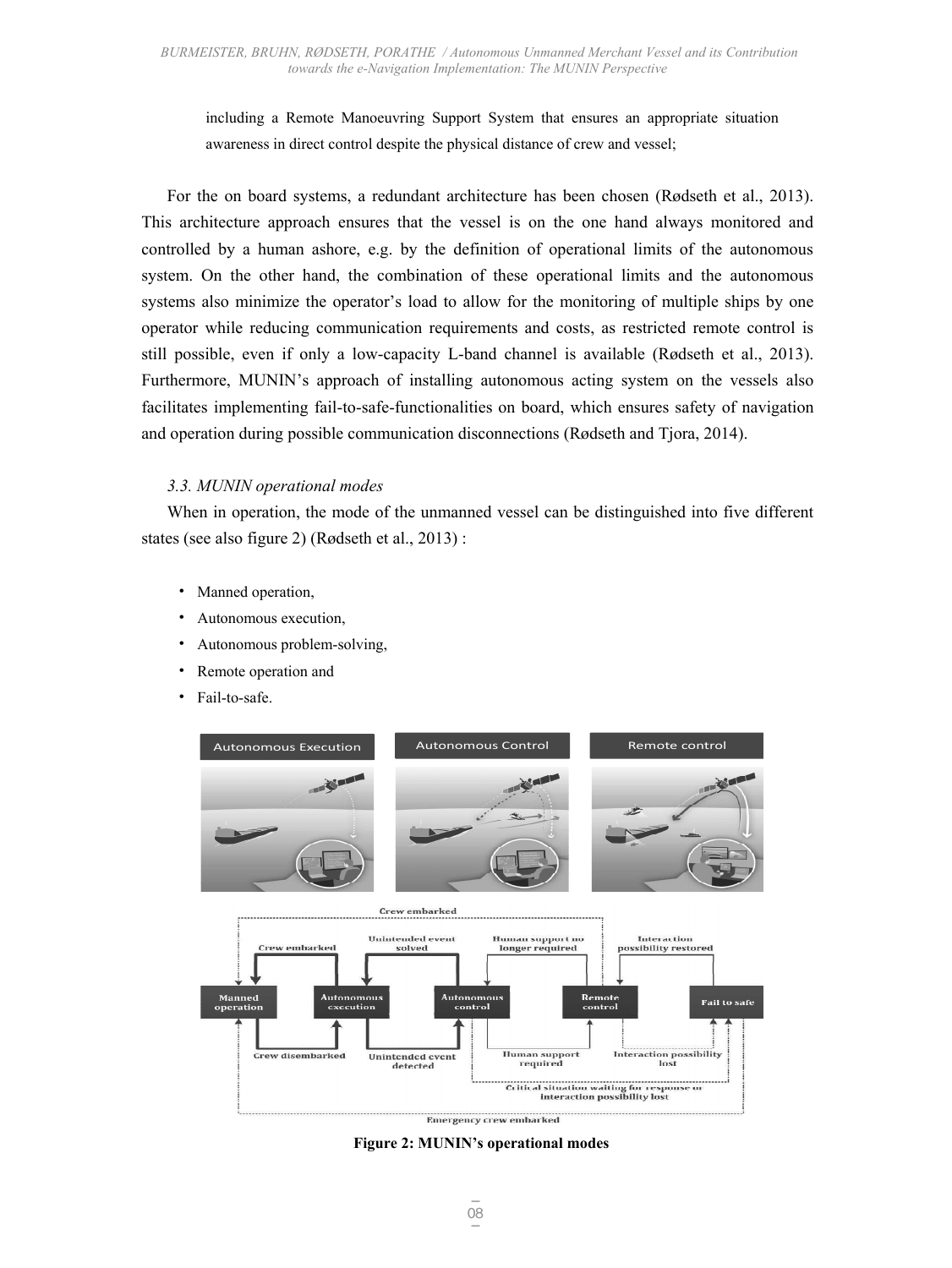including a Remote Manoeuvring Support System that ensures an appropriate situation awareness in direct control despite the physical distance of crew and vessel;

For the on board systems, a redundant architecture has been chosen (Rødseth et al., 2013). This architecture approach ensures that the vessel is on the one hand always monitored and controlled by a human ashore, e.g. by the definition of operational limits of the autonomous system. On the other hand, the combination of these operational limits and the autonomous systems also minimize the operator's load to allow for the monitoring of multiple ships by one operator while reducing communication requirements and costs, as restricted remote control is still possible, even if only a low-capacity L-band channel is available (Rødseth et al., 2013). Furthermore, MUNIN's approach of installing autonomous acting system on the vessels also facilitates implementing fail-to-safe-functionalities on board, which ensures safety of navigation and operation during possible communication disconnections (Rødseth and Tjora, 2014).

### *3.3. MUNIN operational modes*

When in operation, the mode of the unmanned vessel can be distinguished into five different states (see also figure 2) (Rødseth et al., 2013) :

- Manned operation,
- Autonomous execution,
- Autonomous problem-solving,
- Remote operation and
- Fail-to-safe.

**Figure 2: MUNIN's operational modes**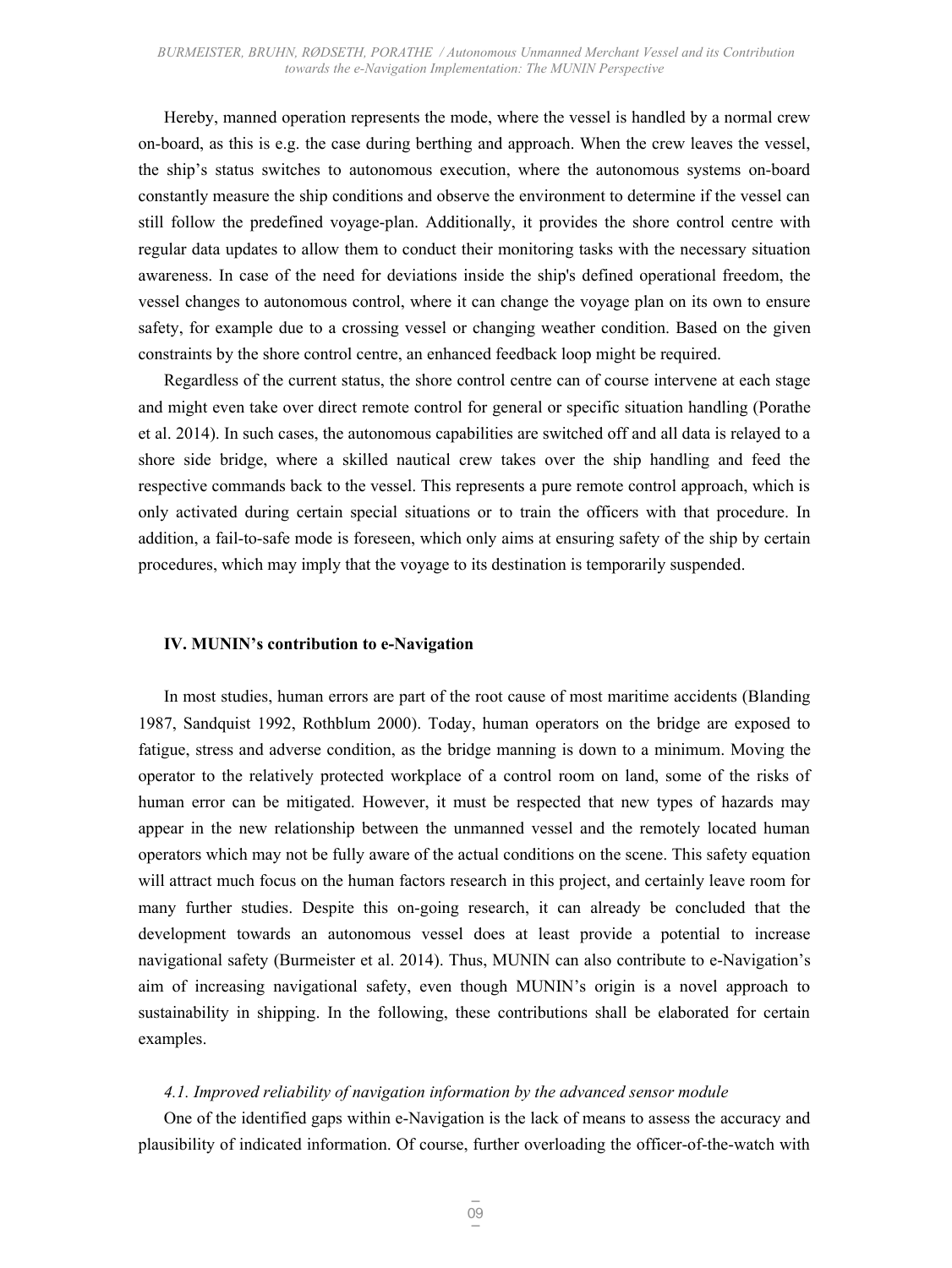Hereby, manned operation represents the mode, where the vessel is handled by a normal crew on-board, as this is e.g. the case during berthing and approach. When the crew leaves the vessel, the ship's status switches to autonomous execution, where the autonomous systems on-board constantly measure the ship conditions and observe the environment to determine if the vessel can still follow the predefined voyage-plan. Additionally, it provides the shore control centre with regular data updates to allow them to conduct their monitoring tasks with the necessary situation awareness. In case of the need for deviations inside the ship's defined operational freedom, the vessel changes to autonomous control, where it can change the voyage plan on its own to ensure safety, for example due to a crossing vessel or changing weather condition. Based on the given constraints by the shore control centre, an enhanced feedback loop might be required.

Regardless of the current status, the shore control centre can of course intervene at each stage and might even take over direct remote control for general or specific situation handling (Porathe et al. 2014). In such cases, the autonomous capabilities are switched off and all data is relayed to a shore side bridge, where a skilled nautical crew takes over the ship handling and feed the respective commands back to the vessel. This represents a pure remote control approach, which is only activated during certain special situations or to train the officers with that procedure. In addition, a fail-to-safe mode is foreseen, which only aims at ensuring safety of the ship by certain procedures, which may imply that the voyage to its destination is temporarily suspended.

## IV. MUNIN's contribution to e-Navigation

In most studies, human errors are part of the root cause of most maritime accidents (Blanding 1987, Sandquist 1992, Rothblum 2000). Today, human operators on the bridge are exposed to fatigue, stress and adverse condition, as the bridge manning is down to a minimum. Moving the operator to the relatively protected workplace of a control room on land, some of the risks of human error can be mitigated. However, it must be respected that new types of hazards may appear in the new relationship between the unmanned vessel and the remotely located human operators which may not be fully aware of the actual conditions on the scene. This safety equation will attract much focus on the human factors research in this project, and certainly leave room for many further studies. Despite this on-going research, it can already be concluded that the development towards an autonomous vessel does at least provide a potential to increase navigational safety (Burmeister et al. 2014). Thus, MUNIN can also contribute to e-Navigation's aim of increasing navigational safety, even though MUNIN's origin is a novel approach to sustainability in shipping. In the following, these contributions shall be elaborated for certain examples.

### *4.1. Improved reliability of navigation information by the advanced sensor module*

One of the identified gaps within e-Navigation is the lack of means to assess the accuracy and plausibility of indicated information. Of course, further overloading the officer-of-the-watch with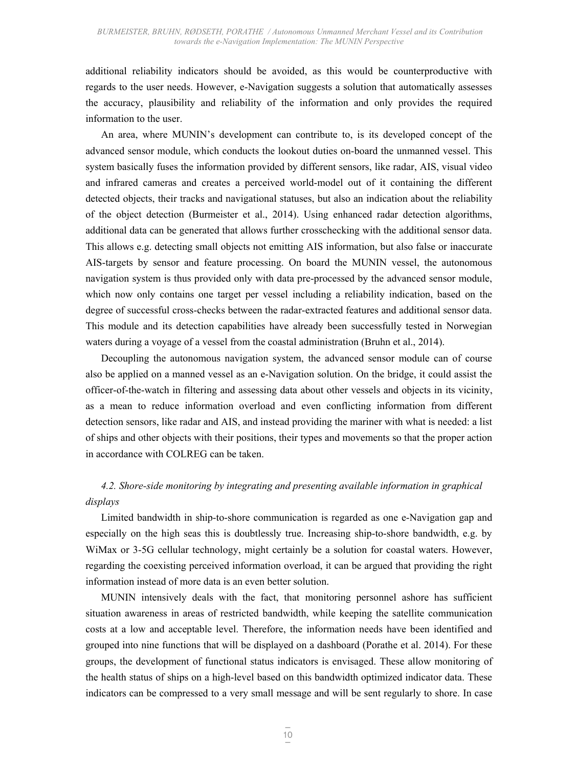additional reliability indicators should be avoided, as this would be counterproductive with regards to the user needs. However, e-Navigation suggests a solution that automatically assesses the accuracy, plausibility and reliability of the information and only provides the required information to the user.

An area, where MUNIN's development can contribute to, is its developed concept of the advanced sensor module, which conducts the lookout duties on-board the unmanned vessel. This system basically fuses the information provided by different sensors, like radar, AIS, visual video and infrared cameras and creates a perceived world-model out of it containing the different detected objects, their tracks and navigational statuses, but also an indication about the reliability of the object detection (Burmeister et al., 2014). Using enhanced radar detection algorithms, additional data can be generated that allows further crosschecking with the additional sensor data. This allows e.g. detecting small objects not emitting AIS information, but also false or inaccurate AIS-targets by sensor and feature processing. On board the MUNIN vessel, the autonomous navigation system is thus provided only with data pre-processed by the advanced sensor module, which now only contains one target per vessel including a reliability indication, based on the degree of successful cross-checks between the radar-extracted features and additional sensor data. This module and its detection capabilities have already been successfully tested in Norwegian waters during a voyage of a vessel from the coastal administration (Bruhn et al., 2014).

Decoupling the autonomous navigation system, the advanced sensor module can of course also be applied on a manned vessel as an e-Navigation solution. On the bridge, it could assist the officer-of-the-watch in filtering and assessing data about other vessels and objects in its vicinity, as a mean to reduce information overload and even conflicting information from different detection sensors, like radar and AIS, and instead providing the mariner with what is needed: a list of ships and other objects with their positions, their types and movements so that the proper action in accordance with COLREG can be taken.

### *4.2. Shore-side monitoring by integrating and presenting available information in graphical displays*

Limited bandwidth in ship-to-shore communication is regarded as one e-Navigation gap and especially on the high seas this is doubtlessly true. Increasing ship-to-shore bandwidth, e.g. by WiMax or 3-5G cellular technology, might certainly be a solution for coastal waters. However, regarding the coexisting perceived information overload, it can be argued that providing the right information instead of more data is an even better solution.

MUNIN intensively deals with the fact, that monitoring personnel ashore has sufficient situation awareness in areas of restricted bandwidth, while keeping the satellite communication costs at a low and acceptable level. Therefore, the information needs have been identified and grouped into nine functions that will be displayed on a dashboard (Porathe et al. 2014). For these groups, the development of functional status indicators is envisaged. These allow monitoring of the health status of ships on a high-level based on this bandwidth optimized indicator data. These indicators can be compressed to a very small message and will be sent regularly to shore. In case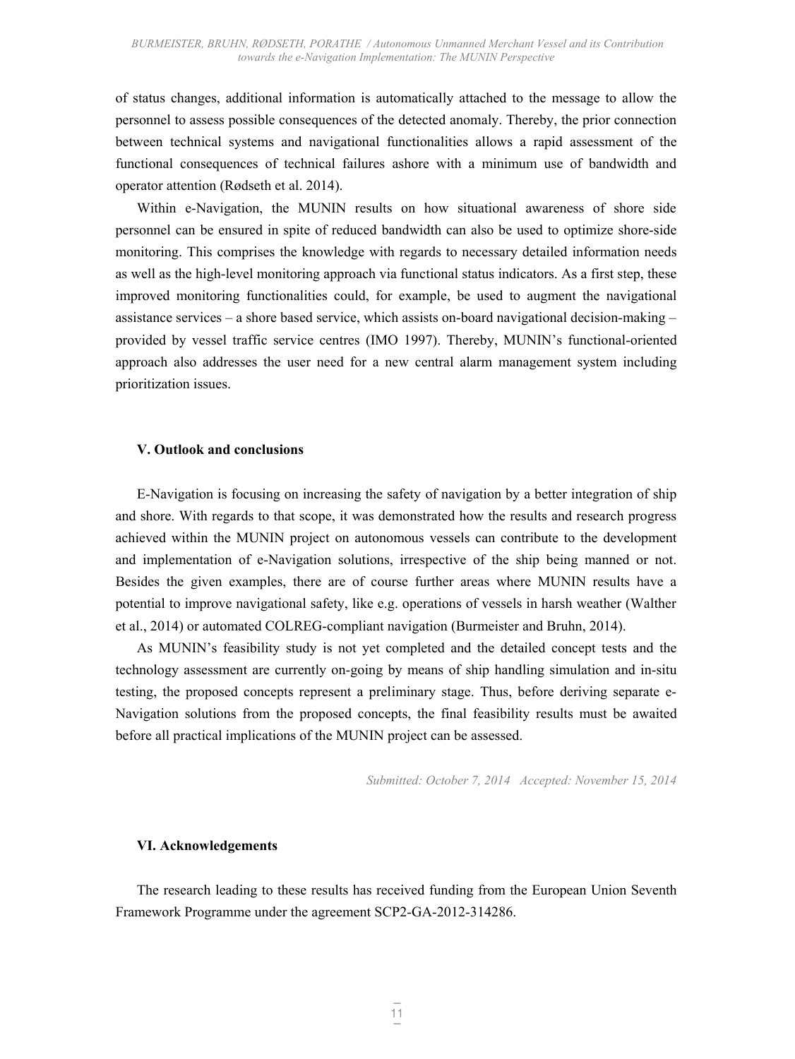of status changes, additional information is automatically attached to the message to allow the personnel to assess possible consequences of the detected anomaly. Thereby, the prior connection between technical systems and navigational functionalities allows a rapid assessment of the functional consequences of technical failures ashore with a minimum use of bandwidth and operator attention (Rødseth et al. 2014).

Within e-Navigation, the MUNIN results on how situational awareness of shore side personnel can be ensured in spite of reduced bandwidth can also be used to optimize shore-side monitoring. This comprises the knowledge with regards to necessary detailed information needs as well as the high-level monitoring approach via functional status indicators. As a first step, these improved monitoring functionalities could, for example, be used to augment the navigational assistance services – a shore based service, which assists on-board navigational decision-making – provided by vessel traffic service centres (IMO 1997). Thereby, MUNIN's functional-oriented approach also addresses the user need for a new central alarm management system including prioritization issues.

## V. Outlook and conclusions

E-Navigation is focusing on increasing the safety of navigation by a better integration of ship and shore. With regards to that scope, it was demonstrated how the results and research progress achieved within the MUNIN project on autonomous vessels can contribute to the development and implementation of e-Navigation solutions, irrespective of the ship being manned or not. Besides the given examples, there are of course further areas where MUNIN results have a potential to improve navigational safety, like e.g. operations of vessels in harsh weather (Walther et al., 2014) or automated COLREG-compliant navigation (Burmeister and Bruhn, 2014).

As MUNIN's feasibility study is not yet completed and the detailed concept tests and the technology assessment are currently on-going by means of ship handling simulation and in-situ testing, the proposed concepts represent a preliminary stage. Thus, before deriving separate e-Navigation solutions from the proposed concepts, the final feasibility results must be awaited before all practical implications of the MUNIN project can be assessed.

*Submitted: October 7, 2014 Accepted: November 15, 2014*

## VI. Acknowledgements

The research leading to these results has received funding from the European Union Seventh Framework Programme under the agreement SCP2-GA-2012-314286.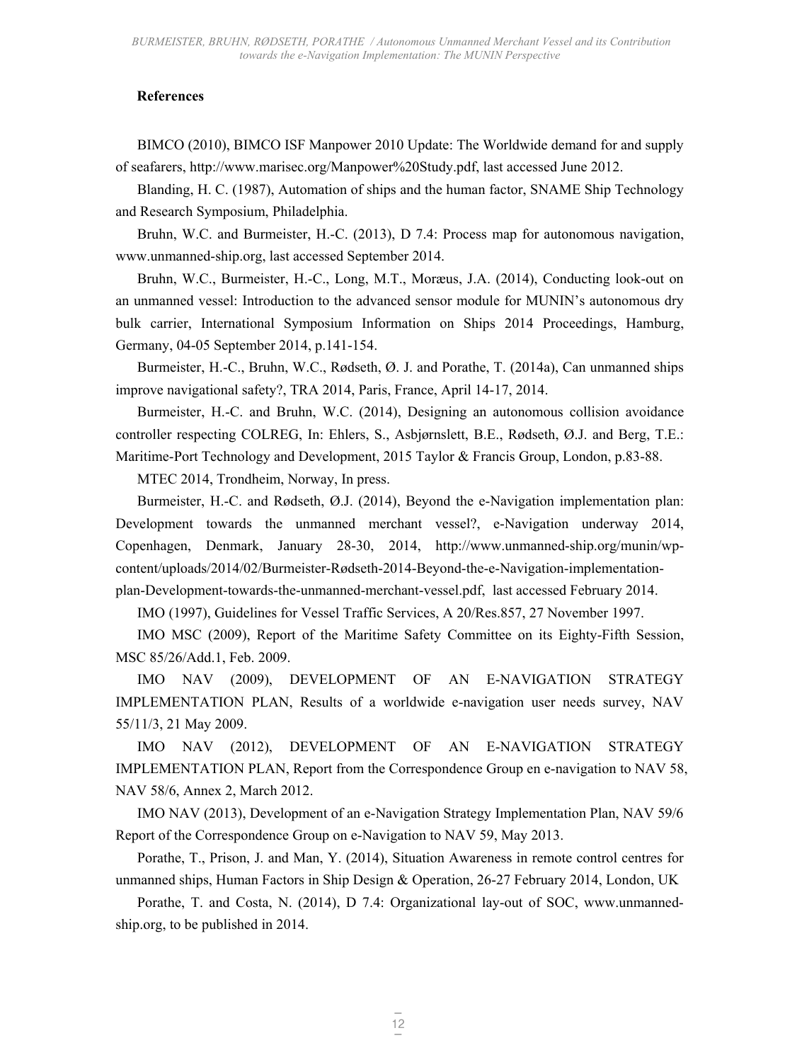**References**

BIMCO (2010), BIMCO ISF Manpower 2010 Update: The Worldwide demand for and supply of seafarers, http://www.marisec.org/Manpower%20Study.pdf, last accessed June 2012.

Blanding, H. C. (1987), Automation of ships and the human factor, SNAME Ship Technology and Research Symposium, Philadelphia.

Bruhn, W.C. and Burmeister, H.-C. (2013), D 7.4: Process map for autonomous navigation, www.unmanned-ship.org, last accessed September 2014.

Bruhn, W.C., Burmeister, H.-C., Long, M.T., Moræus, J.A. (2014), Conducting look-out on an unmanned vessel: Introduction to the advanced sensor module for MUNIN's autonomous dry bulk carrier, International Symposium Information on Ships 2014 Proceedings, Hamburg, Germany, 04-05 September 2014, p.141-154.

Burmeister, H.-C., Bruhn, W.C., Rødseth, Ø. J. and Porathe, T. (2014a), Can unmanned ships improve navigational safety?, TRA 2014, Paris, France, April 14-17, 2014.

Burmeister, H.-C. and Bruhn, W.C. (2014), Designing an autonomous collision avoidance controller respecting COLREG, In: Ehlers, S., Asbjørnslett, B.E., Rødseth, Ø.J. and Berg, T.E.: Maritime-Port Technology and Development, 2015 Taylor & Francis Group, London, p.83-88.

MTEC 2014, Trondheim, Norway, In press.

Burmeister, H.-C. and Rødseth, Ø.J. (2014), Beyond the e-Navigation implementation plan: Development towards the unmanned merchant vessel?, e-Navigation underway 2014, Copenhagen, Denmark, January 28-30, 2014, http://www.unmanned-ship.org/munin/wp-content/uploads/2014/02/Burmeister-Rødseth-2014-Beyond-the-e-Navigation-implementation-plan-Development-towards-the-unmanned-merchant-vessel.pdf, last accessed February 2014.

IMO (1997), Guidelines for Vessel Traffic Services, A 20/Res.857, 27 November 1997.

IMO MSC (2009), Report of the Maritime Safety Committee on its Eighty-Fifth Session, MSC 85/26/Add.1, Feb. 2009.

IMO NAV (2009), DEVELOPMENT OF AN E-NAVIGATION STRATEGY IMPLEMENTATION PLAN, Results of a worldwide e-navigation user needs survey, NAV 55/11/3, 21 May 2009.

IMO NAV (2012), DEVELOPMENT OF AN E-NAVIGATION STRATEGY IMPLEMENTATION PLAN, Report from the Correspondence Group en e-navigation to NAV 58, NAV 58/6, Annex 2, March 2012.

IMO NAV (2013), Development of an e-Navigation Strategy Implementation Plan, NAV 59/6 Report of the Correspondence Group on e-Navigation to NAV 59, May 2013.

Porathe, T., Prison, J. and Man, Y. (2014), Situation Awareness in remote control centres for unmanned ships, Human Factors in Ship Design & Operation, 26-27 February 2014, London, UK

Porathe, T. and Costa, N. (2014), D 7.4: Organizational lay-out of SOC, www.unmanned-ship.org, to be published in 2014.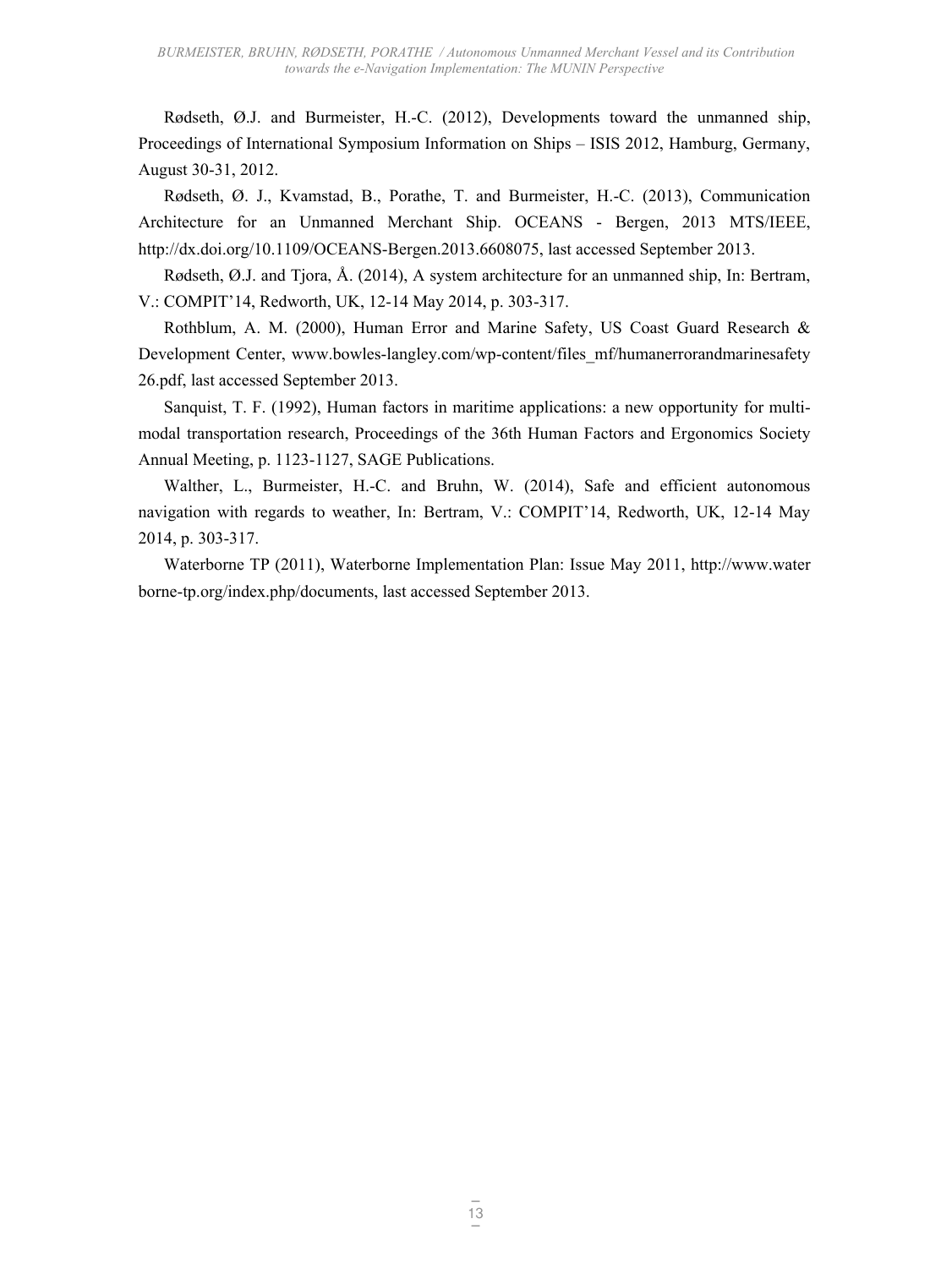Rødseth, Ø.J. and Burmeister, H.-C. (2012), Developments toward the unmanned ship, Proceedings of International Symposium Information on Ships – ISIS 2012, Hamburg, Germany, August 30-31, 2012.

Rødseth, Ø. J., Kvamstad, B., Porathe, T. and Burmeister, H.-C. (2013), Communication Architecture for an Unmanned Merchant Ship. OCEANS - Bergen, 2013 MTS/IEEE, http://dx.doi.org/10.1109/OCEANS-Bergen.2013.6608075, last accessed September 2013.

Rødseth, Ø.J. and Tjora, Å. (2014), A system architecture for an unmanned ship, In: Bertram, V.: COMPIT'14, Redworth, UK, 12-14 May 2014, p. 303-317.

Rothblum, A. M. (2000), Human Error and Marine Safety, US Coast Guard Research & Development Center, www.bowles-langley.com/wp-content/files_mf/humanerrorandmarinesafety26.pdf, last accessed September 2013.

Sanquist, T. F. (1992), Human factors in maritime applications: a new opportunity for multi-modal transportation research, Proceedings of the 36th Human Factors and Ergonomics Society Annual Meeting, p. 1123-1127, SAGE Publications.

Walther, L., Burmeister, H.-C. and Bruhn, W. (2014), Safe and efficient autonomous navigation with regards to weather, In: Bertram, V.: COMPIT'14, Redworth, UK, 12-14 May 2014, p. 303-317.

Waterborne TP (2011), Waterborne Implementation Plan: Issue May 2011, http://www.waterborne-tp.org/index.php/documents, last accessed September 2013.